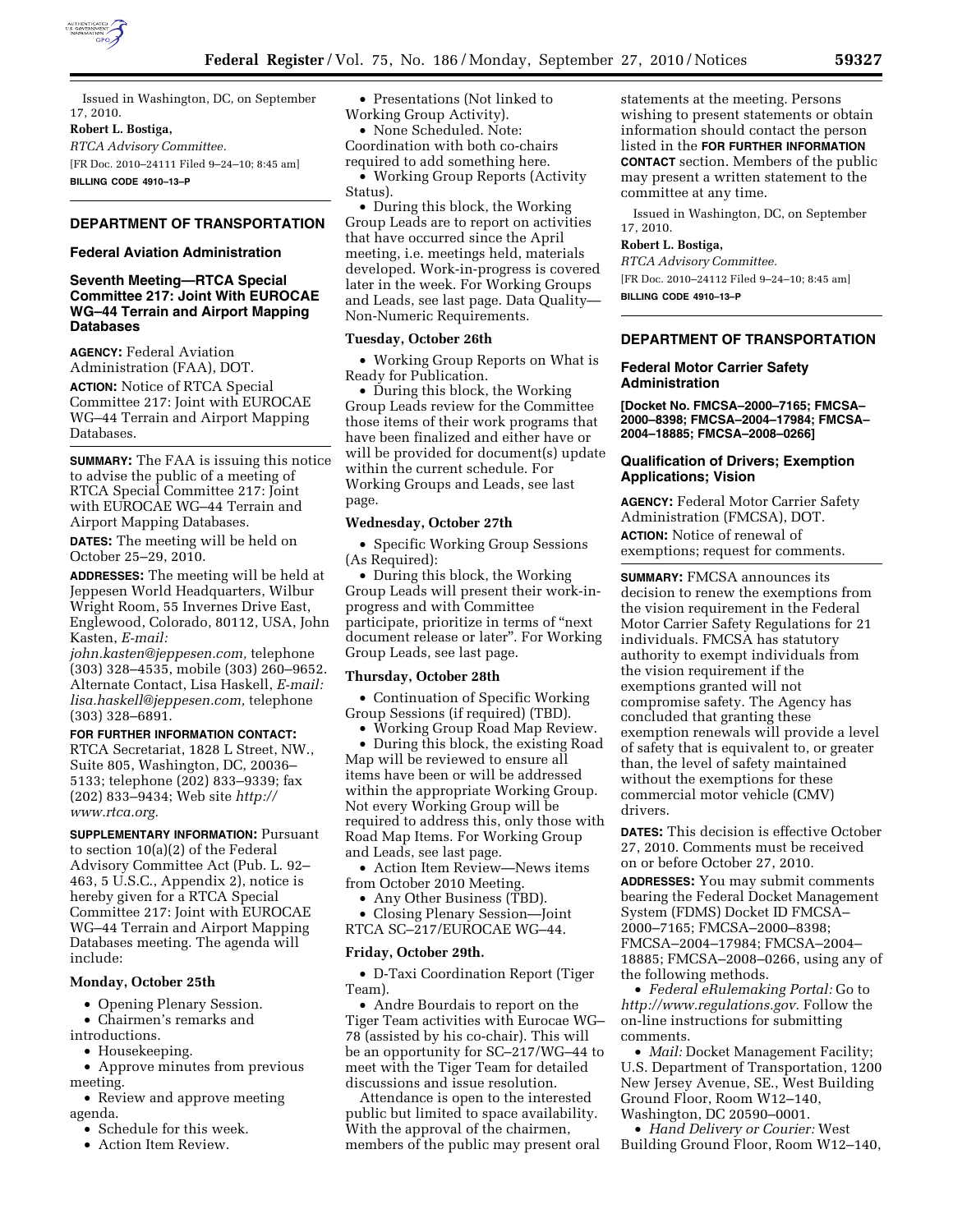Issued in Washington, DC, on September 17, 2010.

**Robert L. Bostiga,**

*RTCA Advisory Committee.*

[FR Doc. 2010–24111 Filed 9–24–10; 8:45 am]

**BILLING CODE 4910–13–P**

## DEPARTMENT OF TRANSPORTATION

### Federal Aviation Administration

### Seventh Meeting—RTCA Special Committee 217: Joint With EUROCAE WG–44 Terrain and Airport Mapping Databases

**AGENCY:** Federal Aviation Administration (FAA), DOT.

**ACTION:** Notice of RTCA Special Committee 217: Joint with EUROCAE WG–44 Terrain and Airport Mapping Databases.

**SUMMARY:** The FAA is issuing this notice to advise the public of a meeting of RTCA Special Committee 217: Joint with EUROCAE WG–44 Terrain and Airport Mapping Databases.

**DATES:** The meeting will be held on October 25–29, 2010.

**ADDRESSES:** The meeting will be held at Jeppesen World Headquarters, Wilbur Wright Room, 55 Invernes Drive East, Englewood, Colorado, 80112, USA, John Kasten, *E-mail: john.kasten@jeppesen.com,* telephone (303) 328–4535, mobile (303) 260–9652. Alternate Contact, Lisa Haskell, *E-mail: lisa.haskell@jeppesen.com,* telephone (303) 328–6891.

**FOR FURTHER INFORMATION CONTACT:** RTCA Secretariat, 1828 L Street, NW., Suite 805, Washington, DC, 20036–5133; telephone (202) 833–9339; fax (202) 833–9434; Web site *http://www.rtca.org.*

**SUPPLEMENTARY INFORMATION:** Pursuant to section 10(a)(2) of the Federal Advisory Committee Act (Pub. L. 92–463, 5 U.S.C., Appendix 2), notice is hereby given for a RTCA Special Committee 217: Joint with EUROCAE WG–44 Terrain and Airport Mapping Databases meeting. The agenda will include:

**Monday, October 25th**

- Opening Plenary Session.
- Chairmen's remarks and introductions.
- Housekeeping.
- Approve minutes from previous meeting.
- Review and approve meeting agenda.
- Schedule for this week.
- Action Item Review.
- Presentations (Not linked to Working Group Activity).
- None Scheduled. Note: Coordination with both co-chairs required to add something here.
- Working Group Reports (Activity Status).
- During this block, the Working Group Leads are to report on activities that have occurred since the April meeting, i.e. meetings held, materials developed. Work-in-progress is covered later in the week. For Working Groups and Leads, see last page. Data Quality—Non-Numeric Requirements.

**Tuesday, October 26th**

- Working Group Reports on What is Ready for Publication.
- During this block, the Working Group Leads review for the Committee those items of their work programs that have been finalized and either have or will be provided for document(s) update within the current schedule. For Working Groups and Leads, see last page.

**Wednesday, October 27th**

- Specific Working Group Sessions (As Required):
- During this block, the Working Group Leads will present their work-in-progress and with Committee participate, prioritize in terms of "next document release or later". For Working Group Leads, see last page.

**Thursday, October 28th**

- Continuation of Specific Working Group Sessions (if required) (TBD).
- Working Group Road Map Review.
- During this block, the existing Road Map will be reviewed to ensure all items have been or will be addressed within the appropriate Working Group. Not every Working Group will be required to address this, only those with Road Map Items. For Working Group and Leads, see last page.
- Action Item Review—News items from October 2010 Meeting.
- Any Other Business (TBD).
- Closing Plenary Session—Joint RTCA SC–217/EUROCAE WG–44.

**Friday, October 29th.**

- D-Taxi Coordination Report (Tiger Team).
- Andre Bourdais to report on the Tiger Team activities with Eurocae WG–78 (assisted by his co-chair). This will be an opportunity for SC–217/WG–44 to meet with the Tiger Team for detailed discussions and issue resolution.

Attendance is open to the interested public but limited to space availability. With the approval of the chairmen, members of the public may present oral statements at the meeting. Persons wishing to present statements or obtain information should contact the person listed in the **FOR FURTHER INFORMATION CONTACT** section. Members of the public may present a written statement to the committee at any time.

Issued in Washington, DC, on September 17, 2010.

**Robert L. Bostiga,**

*RTCA Advisory Committee.*

[FR Doc. 2010–24112 Filed 9–24–10; 8:45 am]

**BILLING CODE 4910–13–P**

## DEPARTMENT OF TRANSPORTATION

### Federal Motor Carrier Safety Administration

**[Docket No. FMCSA–2000–7165; FMCSA–2000–8398; FMCSA–2004–17984; FMCSA–2004–18885; FMCSA–2008–0266]**

### Qualification of Drivers; Exemption Applications; Vision

**AGENCY:** Federal Motor Carrier Safety Administration (FMCSA), DOT.

**ACTION:** Notice of renewal of exemptions; request for comments.

**SUMMARY:** FMCSA announces its decision to renew the exemptions from the vision requirement in the Federal Motor Carrier Safety Regulations for 21 individuals. FMCSA has statutory authority to exempt individuals from the vision requirement if the exemptions granted will not compromise safety. The Agency has concluded that granting these exemption renewals will provide a level of safety that is equivalent to, or greater than, the level of safety maintained without the exemptions for these commercial motor vehicle (CMV) drivers.

**DATES:** This decision is effective October 27, 2010. Comments must be received on or before October 27, 2010.

**ADDRESSES:** You may submit comments bearing the Federal Docket Management System (FDMS) Docket ID FMCSA–2000–7165; FMCSA–2000–8398; FMCSA–2004–17984; FMCSA–2004–18885; FMCSA–2008–0266, using any of the following methods.

- *Federal eRulemaking Portal:* Go to *http://www.regulations.gov.* Follow the on-line instructions for submitting comments.
- *Mail:* Docket Management Facility; U.S. Department of Transportation, 1200 New Jersey Avenue, SE., West Building Ground Floor, Room W12–140, Washington, DC 20590–0001.
- *Hand Delivery or Courier:* West Building Ground Floor, Room W12–140,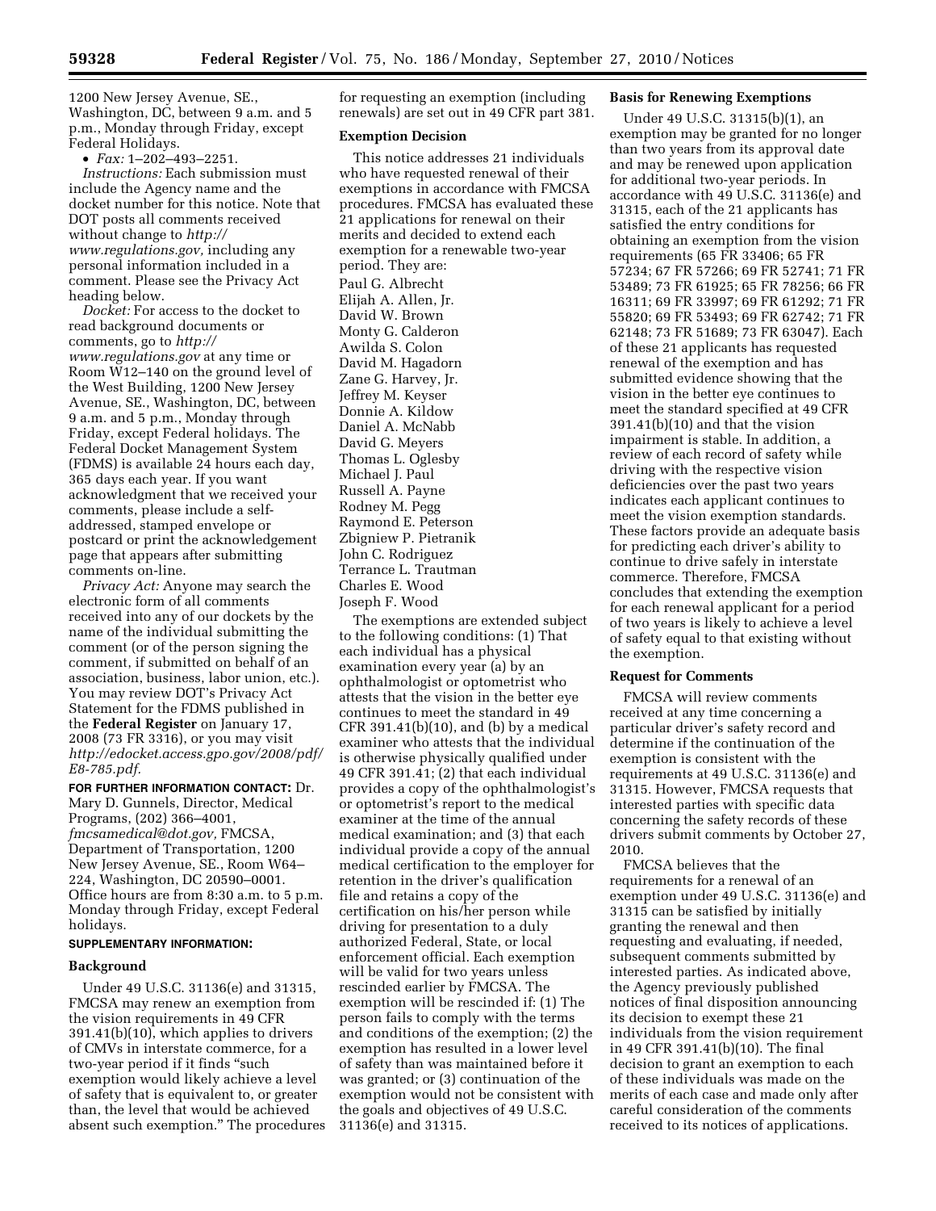1200 New Jersey Avenue, SE., Washington, DC, between 9 a.m. and 5 p.m., Monday through Friday, except Federal Holidays.

- *Fax:* 1–202–493–2251.

*Instructions:* Each submission must include the Agency name and the docket number for this notice. Note that DOT posts all comments received without change to *http://www.regulations.gov,* including any personal information included in a comment. Please see the Privacy Act heading below.

*Docket:* For access to the docket to read background documents or comments, go to *http://www.regulations.gov* at any time or Room W12–140 on the ground level of the West Building, 1200 New Jersey Avenue, SE., Washington, DC, between 9 a.m. and 5 p.m., Monday through Friday, except Federal holidays. The Federal Docket Management System (FDMS) is available 24 hours each day, 365 days each year. If you want acknowledgment that we received your comments, please include a self-addressed, stamped envelope or postcard or print the acknowledgement page that appears after submitting comments on-line.

*Privacy Act:* Anyone may search the electronic form of all comments received into any of our dockets by the name of the individual submitting the comment (or of the person signing the comment, if submitted on behalf of an association, business, labor union, etc.). You may review DOT's Privacy Act Statement for the FDMS published in the **Federal Register** on January 17, 2008 (73 FR 3316), or you may visit *http://edocket.access.gpo.gov/2008/pdf/E8-785.pdf.*

**FOR FURTHER INFORMATION CONTACT:** Dr. Mary D. Gunnels, Director, Medical Programs, (202) 366–4001, *fmcsamedical@dot.gov,* FMCSA, Department of Transportation, 1200 New Jersey Avenue, SE., Room W64–224, Washington, DC 20590–0001. Office hours are from 8:30 a.m. to 5 p.m. Monday through Friday, except Federal holidays.

**SUPPLEMENTARY INFORMATION:**

## Background

Under 49 U.S.C. 31136(e) and 31315, FMCSA may renew an exemption from the vision requirements in 49 CFR 391.41(b)(10), which applies to drivers of CMVs in interstate commerce, for a two-year period if it finds "such exemption would likely achieve a level of safety that is equivalent to, or greater than, the level that would be achieved absent such exemption." The procedures for requesting an exemption (including renewals) are set out in 49 CFR part 381.

## Exemption Decision

This notice addresses 21 individuals who have requested renewal of their exemptions in accordance with FMCSA procedures. FMCSA has evaluated these 21 applications for renewal on their merits and decided to extend each exemption for a renewable two-year period. They are:

Paul G. Albrecht
Elijah A. Allen, Jr.
David W. Brown
Monty G. Calderon
Awilda S. Colon
David M. Hagadorn
Zane G. Harvey, Jr.
Jeffrey M. Keyser
Donnie A. Kildow
Daniel A. McNabb
David G. Meyers
Thomas L. Oglesby
Michael J. Paul
Russell A. Payne
Rodney M. Pegg
Raymond E. Peterson
Zbigniew P. Pietranik
John C. Rodriguez
Terrance L. Trautman
Charles E. Wood
Joseph F. Wood

The exemptions are extended subject to the following conditions: (1) That each individual has a physical examination every year (a) by an ophthalmologist or optometrist who attests that the vision in the better eye continues to meet the standard in 49 CFR 391.41(b)(10), and (b) by a medical examiner who attests that the individual is otherwise physically qualified under 49 CFR 391.41; (2) that each individual provides a copy of the ophthalmologist's or optometrist's report to the medical examiner at the time of the annual medical examination; and (3) that each individual provide a copy of the annual medical certification to the employer for retention in the driver's qualification file and retains a copy of the certification on his/her person while driving for presentation to a duly authorized Federal, State, or local enforcement official. Each exemption will be valid for two years unless rescinded earlier by FMCSA. The exemption will be rescinded if: (1) The person fails to comply with the terms and conditions of the exemption; (2) the exemption has resulted in a lower level of safety than was maintained before it was granted; or (3) continuation of the exemption would not be consistent with the goals and objectives of 49 U.S.C. 31136(e) and 31315.

## Basis for Renewing Exemptions

Under 49 U.S.C. 31315(b)(1), an exemption may be granted for no longer than two years from its approval date and may be renewed upon application for additional two-year periods. In accordance with 49 U.S.C. 31136(e) and 31315, each of the 21 applicants has satisfied the entry conditions for obtaining an exemption from the vision requirements (65 FR 33406; 65 FR 57234; 67 FR 57266; 69 FR 52741; 71 FR 53489; 73 FR 61925; 65 FR 78256; 66 FR 16311; 69 FR 33997; 69 FR 61292; 71 FR 55820; 69 FR 53493; 69 FR 62742; 71 FR 62148; 73 FR 51689; 73 FR 63047). Each of these 21 applicants has requested renewal of the exemption and has submitted evidence showing that the vision in the better eye continues to meet the standard specified at 49 CFR 391.41(b)(10) and that the vision impairment is stable. In addition, a review of each record of safety while driving with the respective vision deficiencies over the past two years indicates each applicant continues to meet the vision exemption standards. These factors provide an adequate basis for predicting each driver's ability to continue to drive safely in interstate commerce. Therefore, FMCSA concludes that extending the exemption for each renewal applicant for a period of two years is likely to achieve a level of safety equal to that existing without the exemption.

## Request for Comments

FMCSA will review comments received at any time concerning a particular driver's safety record and determine if the continuation of the exemption is consistent with the requirements at 49 U.S.C. 31136(e) and 31315. However, FMCSA requests that interested parties with specific data concerning the safety records of these drivers submit comments by October 27, 2010.

FMCSA believes that the requirements for a renewal of an exemption under 49 U.S.C. 31136(e) and 31315 can be satisfied by initially granting the renewal and then requesting and evaluating, if needed, subsequent comments submitted by interested parties. As indicated above, the Agency previously published notices of final disposition announcing its decision to exempt these 21 individuals from the vision requirement in 49 CFR 391.41(b)(10). The final decision to grant an exemption to each of these individuals was made on the merits of each case and made only after careful consideration of the comments received to its notices of applications.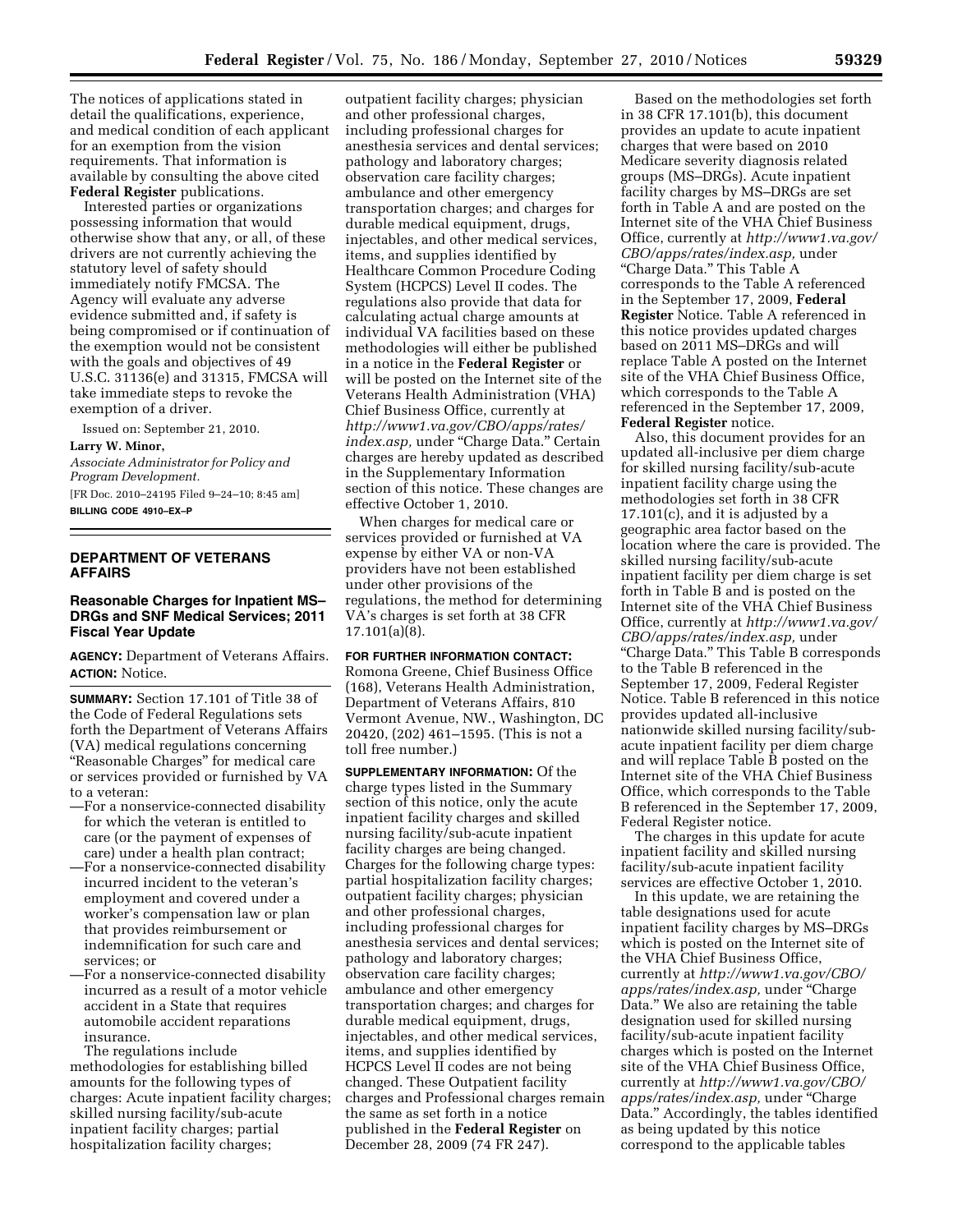The notices of applications stated in detail the qualifications, experience, and medical condition of each applicant for an exemption from the vision requirements. That information is available by consulting the above cited **Federal Register** publications.

Interested parties or organizations possessing information that would otherwise show that any, or all, of these drivers are not currently achieving the statutory level of safety should immediately notify FMCSA. The Agency will evaluate any adverse evidence submitted and, if safety is being compromised or if continuation of the exemption would not be consistent with the goals and objectives of 49 U.S.C. 31136(e) and 31315, FMCSA will take immediate steps to revoke the exemption of a driver.

Issued on: September 21, 2010.

**Larry W. Minor,**

*Associate Administrator for Policy and Program Development.*

[FR Doc. 2010–24195 Filed 9–24–10; 8:45 am]

**BILLING CODE 4910–EX–P**

## DEPARTMENT OF VETERANS AFFAIRS

### Reasonable Charges for Inpatient MS–DRGs and SNF Medical Services; 2011 Fiscal Year Update

**AGENCY:** Department of Veterans Affairs.

**ACTION:** Notice.

**SUMMARY:** Section 17.101 of Title 38 of the Code of Federal Regulations sets forth the Department of Veterans Affairs (VA) medical regulations concerning "Reasonable Charges" for medical care or services provided or furnished by VA to a veteran:

—For a nonservice-connected disability for which the veteran is entitled to care (or the payment of expenses of care) under a health plan contract;

—For a nonservice-connected disability incurred incident to the veteran's employment and covered under a worker's compensation law or plan that provides reimbursement or indemnification for such care and services; or

—For a nonservice-connected disability incurred as a result of a motor vehicle accident in a State that requires automobile accident reparations insurance.

The regulations include methodologies for establishing billed amounts for the following types of charges: Acute inpatient facility charges; skilled nursing facility/sub-acute inpatient facility charges; partial hospitalization facility charges; outpatient facility charges; physician and other professional charges, including professional charges for anesthesia services and dental services; pathology and laboratory charges; observation care facility charges; ambulance and other emergency transportation charges; and charges for durable medical equipment, drugs, injectables, and other medical services, items, and supplies identified by Healthcare Common Procedure Coding System (HCPCS) Level II codes. The regulations also provide that data for calculating actual charge amounts at individual VA facilities based on these methodologies will either be published in a notice in the **Federal Register** or will be posted on the Internet site of the Veterans Health Administration (VHA) Chief Business Office, currently at *http://www1.va.gov/CBO/apps/rates/index.asp,* under "Charge Data." Certain charges are hereby updated as described in the Supplementary Information section of this notice. These changes are effective October 1, 2010.

When charges for medical care or services provided or furnished at VA expense by either VA or non-VA providers have not been established under other provisions of the regulations, the method for determining VA's charges is set forth at 38 CFR 17.101(a)(8).

**FOR FURTHER INFORMATION CONTACT:** Romona Greene, Chief Business Office (168), Veterans Health Administration, Department of Veterans Affairs, 810 Vermont Avenue, NW., Washington, DC 20420, (202) 461–1595. (This is not a toll free number.)

**SUPPLEMENTARY INFORMATION:** Of the charge types listed in the Summary section of this notice, only the acute inpatient facility charges and skilled nursing facility/sub-acute inpatient facility charges are being changed. Charges for the following charge types: partial hospitalization facility charges; outpatient facility charges; physician and other professional charges, including professional charges for anesthesia services and dental services; pathology and laboratory charges; observation care facility charges; ambulance and other emergency transportation charges; and charges for durable medical equipment, drugs, injectables, and other medical services, items, and supplies identified by HCPCS Level II codes are not being changed. These Outpatient facility charges and Professional charges remain the same as set forth in a notice published in the **Federal Register** on December 28, 2009 (74 FR 247).

Based on the methodologies set forth in 38 CFR 17.101(b), this document provides an update to acute inpatient charges that were based on 2010 Medicare severity diagnosis related groups (MS–DRGs). Acute inpatient facility charges by MS–DRGs are set forth in Table A and are posted on the Internet site of the VHA Chief Business Office, currently at *http://www1.va.gov/CBO/apps/rates/index.asp,* under "Charge Data." This Table A corresponds to the Table A referenced in the September 17, 2009, **Federal Register** Notice. Table A referenced in this notice provides updated charges based on 2011 MS–DRGs and will replace Table A posted on the Internet site of the VHA Chief Business Office, which corresponds to the Table A referenced in the September 17, 2009, **Federal Register** notice.

Also, this document provides for an updated all-inclusive per diem charge for skilled nursing facility/sub-acute inpatient facility charge using the methodologies set forth in 38 CFR 17.101(c), and it is adjusted by a geographic area factor based on the location where the care is provided. The skilled nursing facility/sub-acute inpatient facility per diem charge is set forth in Table B and is posted on the Internet site of the VHA Chief Business Office, currently at *http://www1.va.gov/CBO/apps/rates/index.asp,* under "Charge Data." This Table B corresponds to the Table B referenced in the September 17, 2009, Federal Register Notice. Table B referenced in this notice provides updated all-inclusive nationwide skilled nursing facility/sub-acute inpatient facility per diem charge and will replace Table B posted on the Internet site of the VHA Chief Business Office, which corresponds to the Table B referenced in the September 17, 2009, Federal Register notice.

The charges in this update for acute inpatient facility and skilled nursing facility/sub-acute inpatient facility services are effective October 1, 2010.

In this update, we are retaining the table designations used for acute inpatient facility charges by MS–DRGs which is posted on the Internet site of the VHA Chief Business Office, currently at *http://www1.va.gov/CBO/apps/rates/index.asp,* under "Charge Data." We also are retaining the table designation used for skilled nursing facility/sub-acute inpatient facility charges which is posted on the Internet site of the VHA Chief Business Office, currently at *http://www1.va.gov/CBO/apps/rates/index.asp,* under "Charge Data." Accordingly, the tables identified as being updated by this notice correspond to the applicable tables